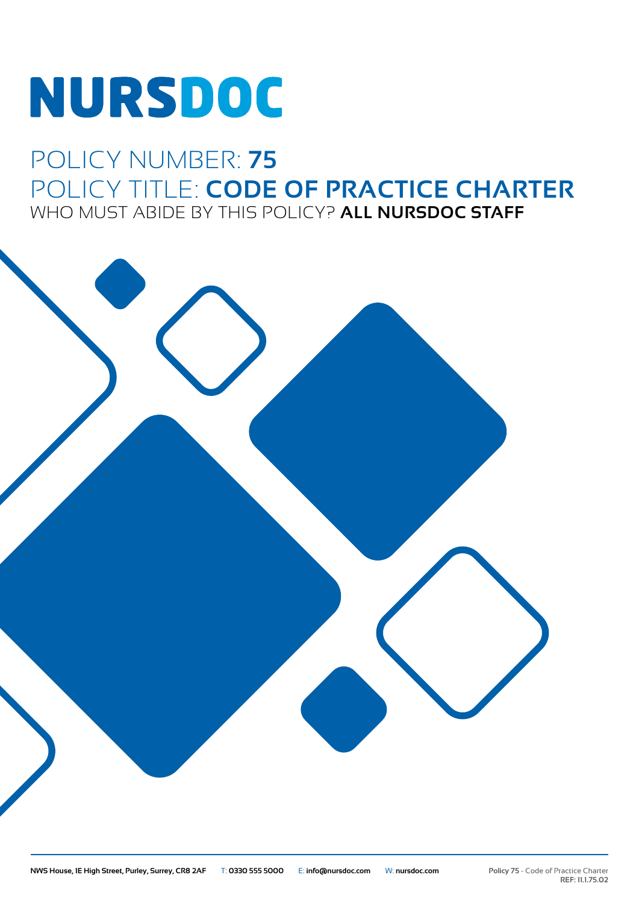# NURSDOC

## POLICY NUMBER: **75**

## POLICY TITLE: **CODE OF PRACTICE CHARTER**

WHO MUST ABIDE BY THIS POLICY? **ALL NURSDOC STAFF**

**NWS House, 1E High Street, Purley, Surrey, CR8 2AF** T: **0330 555 5000** E: **info@nursdoc.com** W: **nursdoc.com**

**Policy 75** - Code of Practice Charter
**REF: 11.1.75.02**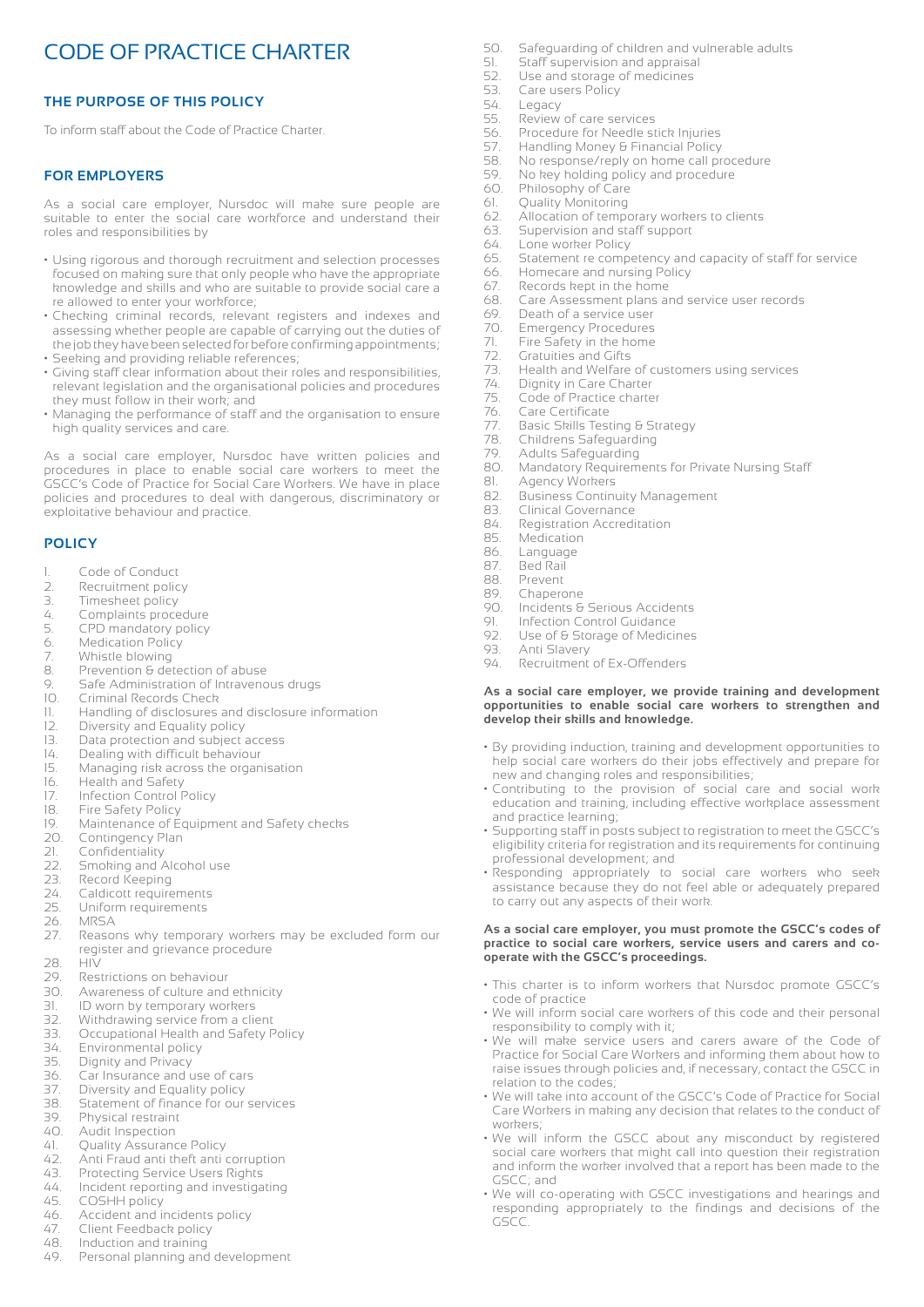# CODE OF PRACTICE CHARTER

## THE PURPOSE OF THIS POLICY

To inform staff about the Code of Practice Charter.

## FOR EMPLOYERS

As a social care employer, Nursdoc will make sure people are suitable to enter the social care workforce and understand their roles and responsibilities by

- Using rigorous and thorough recruitment and selection processes focused on making sure that only people who have the appropriate knowledge and skills and who are suitable to provide social care a re allowed to enter your workforce;
- Checking criminal records, relevant registers and indexes and assessing whether people are capable of carrying out the duties of the job they have been selected for before confirming appointments;
- Seeking and providing reliable references;
- Giving staff clear information about their roles and responsibilities, relevant legislation and the organisational policies and procedures they must follow in their work; and
- Managing the performance of staff and the organisation to ensure high quality services and care.

As a social care employer, Nursdoc have written policies and procedures in place to enable social care workers to meet the GSCC's Code of Practice for Social Care Workers. We have in place policies and procedures to deal with dangerous, discriminatory or exploitative behaviour and practice.

## POLICY

1. Code of Conduct
2. Recruitment policy
3. Timesheet policy
4. Complaints procedure
5. CPD mandatory policy
6. Medication Policy
7. Whistle blowing
8. Prevention & detection of abuse
9. Safe Administration of Intravenous drugs
10. Criminal Records Check
11. Handling of disclosures and disclosure information
12. Diversity and Equality policy
13. Data protection and subject access
14. Dealing with difficult behaviour
15. Managing risk across the organisation
16. Health and Safety
17. Infection Control Policy
18. Fire Safety Policy
19. Maintenance of Equipment and Safety checks
20. Contingency Plan
21. Confidentiality
22. Smoking and Alcohol use
23. Record Keeping
24. Caldicott requirements
25. Uniform requirements
26. MRSA
27. Reasons why temporary workers may be excluded form our register and grievance procedure
28. HIV
29. Restrictions on behaviour
30. Awareness of culture and ethnicity
31. ID worn by temporary workers
32. Withdrawing service from a client
33. Occupational Health and Safety Policy
34. Environmental policy
35. Dignity and Privacy
36. Car Insurance and use of cars
37. Diversity and Equality policy
38. Statement of finance for our services
39. Physical restraint
40. Audit Inspection
41. Quality Assurance Policy
42. Anti Fraud anti theft anti corruption
43. Protecting Service Users Rights
44. Incident reporting and investigating
45. COSHH policy
46. Accident and incidents policy
47. Client Feedback policy
48. Induction and training
49. Personal planning and development
50. Safeguarding of children and vulnerable adults
51. Staff supervision and appraisal
52. Use and storage of medicines
53. Care users Policy
54. Legacy
55. Review of care services
56. Procedure for Needle stick Injuries
57. Handling Money & Financial Policy
58. No response/reply on home call procedure
59. No key holding policy and procedure
60. Philosophy of Care
61. Quality Monitoring
62. Allocation of temporary workers to clients
63. Supervision and staff support
64. Lone worker Policy
65. Statement re competency and capacity of staff for service
66. Homecare and nursing Policy
67. Records kept in the home
68. Care Assessment plans and service user records
69. Death of a service user
70. Emergency Procedures
71. Fire Safety in the home
72. Gratuities and Gifts
73. Health and Welfare of customers using services
74. Dignity in Care Charter
75. Code of Practice charter
76. Care Certificate
77. Basic Skills Testing & Strategy
78. Childrens Safeguarding
79. Adults Safeguarding
80. Mandatory Requirements for Private Nursing Staff
81. Agency Workers
82. Business Continuity Management
83. Clinical Governance
84. Registration Accreditation
85. Medication
86. Language
87. Bed Rail
88. Prevent
89. Chaperone
90. Incidents & Serious Accidents
91. Infection Control Guidance
92. Use of & Storage of Medicines
93. Anti Slavery
94. Recruitment of Ex-Offenders

**As a social care employer, we provide training and development opportunities to enable social care workers to strengthen and develop their skills and knowledge.**

- By providing induction, training and development opportunities to help social care workers do their jobs effectively and prepare for new and changing roles and responsibilities;
- Contributing to the provision of social care and social work education and training, including effective workplace assessment and practice learning;
- Supporting staff in posts subject to registration to meet the GSCC's eligibility criteria for registration and its requirements for continuing professional development; and
- Responding appropriately to social care workers who seek assistance because they do not feel able or adequately prepared to carry out any aspects of their work.

**As a social care employer, you must promote the GSCC's codes of practice to social care workers, service users and carers and co-operate with the GSCC's proceedings.**

- This charter is to inform workers that Nursdoc promote GSCC's code of practice
- We will inform social care workers of this code and their personal responsibility to comply with it;
- We will make service users and carers aware of the Code of Practice for Social Care Workers and informing them about how to raise issues through policies and, if necessary, contact the GSCC in relation to the codes;
- We will take into account of the GSCC's Code of Practice for Social Care Workers in making any decision that relates to the conduct of workers;
- We will inform the GSCC about any misconduct by registered social care workers that might call into question their registration and inform the worker involved that a report has been made to the GSCC; and
- We will co-operating with GSCC investigations and hearings and responding appropriately to the findings and decisions of the GSCC.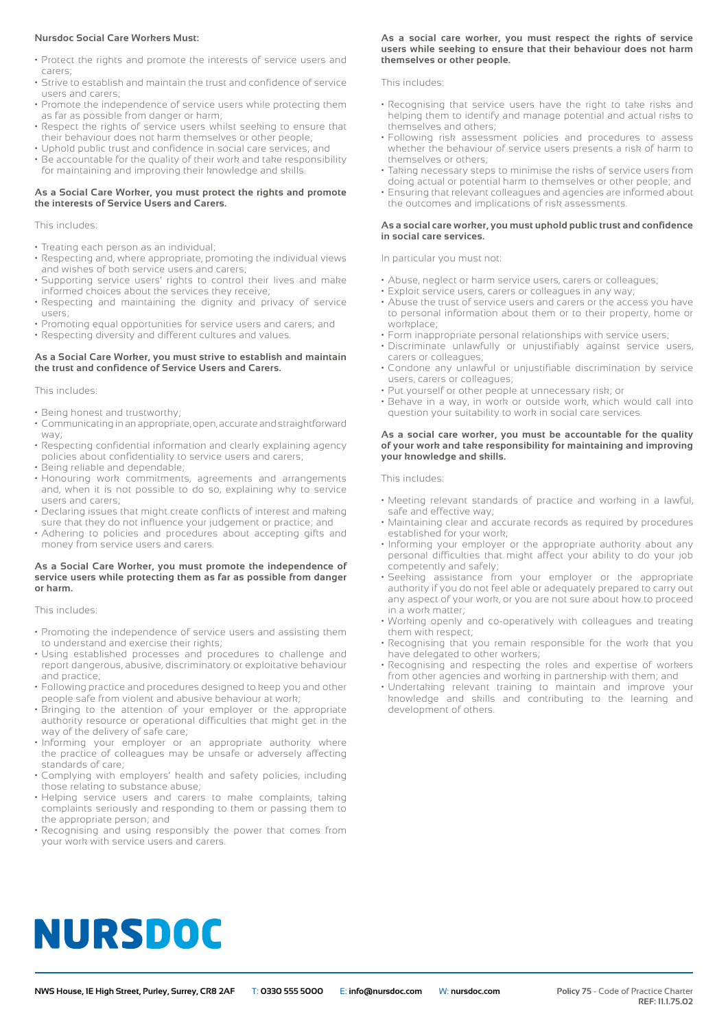**Nursdoc Social Care Workers Must:**

- Protect the rights and promote the interests of service users and carers;
- Strive to establish and maintain the trust and confidence of service users and carers;
- Promote the independence of service users while protecting them as far as possible from danger or harm;
- Respect the rights of service users whilst seeking to ensure that their behaviour does not harm themselves or other people;
- Uphold public trust and confidence in social care services; and
- Be accountable for the quality of their work and take responsibility for maintaining and improving their knowledge and skills.

**As a Social Care Worker, you must protect the rights and promote the interests of Service Users and Carers.**

This includes:

- Treating each person as an individual;
- Respecting and, where appropriate, promoting the individual views and wishes of both service users and carers;
- Supporting service users' rights to control their lives and make informed choices about the services they receive;
- Respecting and maintaining the dignity and privacy of service users;
- Promoting equal opportunities for service users and carers; and
- Respecting diversity and different cultures and values.

**As a Social Care Worker, you must strive to establish and maintain the trust and confidence of Service Users and Carers.**

This includes:

- Being honest and trustworthy;
- Communicating in an appropriate, open, accurate and straightforward way;
- Respecting confidential information and clearly explaining agency policies about confidentiality to service users and carers;
- Being reliable and dependable;
- Honouring work commitments, agreements and arrangements and, when it is not possible to do so, explaining why to service users and carers;
- Declaring issues that might create conflicts of interest and making sure that they do not influence your judgement or practice; and
- Adhering to policies and procedures about accepting gifts and money from service users and carers.

**As a Social Care Worker, you must promote the independence of service users while protecting them as far as possible from danger or harm.**

This includes:

- Promoting the independence of service users and assisting them to understand and exercise their rights;
- Using established processes and procedures to challenge and report dangerous, abusive, discriminatory or exploitative behaviour and practice;
- Following practice and procedures designed to keep you and other people safe from violent and abusive behaviour at work;
- Bringing to the attention of your employer or the appropriate authority resource or operational difficulties that might get in the way of the delivery of safe care;
- Informing your employer or an appropriate authority where the practice of colleagues may be unsafe or adversely affecting standards of care;
- Complying with employers' health and safety policies, including those relating to substance abuse;
- Helping service users and carers to make complaints, taking complaints seriously and responding to them or passing them to the appropriate person; and
- Recognising and using responsibly the power that comes from your work with service users and carers.

**As a social care worker, you must respect the rights of service users while seeking to ensure that their behaviour does not harm themselves or other people.**

This includes:

- Recognising that service users have the right to take risks and helping them to identify and manage potential and actual risks to themselves and others;
- Following risk assessment policies and procedures to assess whether the behaviour of service users presents a risk of harm to themselves or others;
- Taking necessary steps to minimise the risks of service users from doing actual or potential harm to themselves or other people; and
- Ensuring that relevant colleagues and agencies are informed about the outcomes and implications of risk assessments.

**As a social care worker, you must uphold public trust and confidence in social care services.**

In particular you must not:

- Abuse, neglect or harm service users, carers or colleagues;
- Exploit service users, carers or colleagues in any way;
- Abuse the trust of service users and carers or the access you have to personal information about them or to their property, home or workplace;
- Form inappropriate personal relationships with service users;
- Discriminate unlawfully or unjustifiably against service users, carers or colleagues;
- Condone any unlawful or unjustifiable discrimination by service users, carers or colleagues;
- Put yourself or other people at unnecessary risk; or
- Behave in a way, in work or outside work, which would call into question your suitability to work in social care services.

**As a social care worker, you must be accountable for the quality of your work and take responsibility for maintaining and improving your knowledge and skills.**

This includes:

- Meeting relevant standards of practice and working in a lawful, safe and effective way;
- Maintaining clear and accurate records as required by procedures established for your work;
- Informing your employer or the appropriate authority about any personal difficulties that might affect your ability to do your job competently and safely;
- Seeking assistance from your employer or the appropriate authority if you do not feel able or adequately prepared to carry out any aspect of your work, or you are not sure about how to proceed in a work matter;
- Working openly and co-operatively with colleagues and treating them with respect;
- Recognising that you remain responsible for the work that you have delegated to other workers;
- Recognising and respecting the roles and expertise of workers from other agencies and working in partnership with them; and
- Undertaking relevant training to maintain and improve your knowledge and skills and contributing to the learning and development of others.

NURSDOC

NWS House, 1E High Street, Purley, Surrey, CR8 2AF T: 0330 555 5000 E: info@nursdoc.com W: nursdoc.com

Policy 75 - Code of Practice Charter
REF: 11.1.75.02